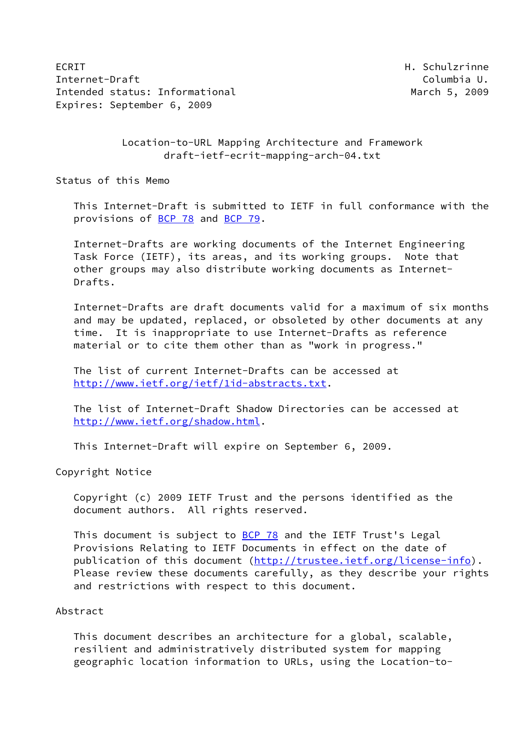ECRIT H. Schulzrinne
Internet-Draft Columbia U.
Intended status: Informational March 5, 2009
Expires: September 6, 2009

# Location-to-URL Mapping Architecture and Framework
draft-ietf-ecrit-mapping-arch-04.txt

## Status of this Memo

This Internet-Draft is submitted to IETF in full conformance with the provisions of BCP 78 and BCP 79.

Internet-Drafts are working documents of the Internet Engineering Task Force (IETF), its areas, and its working groups. Note that other groups may also distribute working documents as Internet-Drafts.

Internet-Drafts are draft documents valid for a maximum of six months and may be updated, replaced, or obsoleted by other documents at any time. It is inappropriate to use Internet-Drafts as reference material or to cite them other than as "work in progress."

The list of current Internet-Drafts can be accessed at http://www.ietf.org/ietf/1id-abstracts.txt.

The list of Internet-Draft Shadow Directories can be accessed at http://www.ietf.org/shadow.html.

This Internet-Draft will expire on September 6, 2009.

## Copyright Notice

Copyright (c) 2009 IETF Trust and the persons identified as the document authors. All rights reserved.

This document is subject to BCP 78 and the IETF Trust's Legal Provisions Relating to IETF Documents in effect on the date of publication of this document (http://trustee.ietf.org/license-info). Please review these documents carefully, as they describe your rights and restrictions with respect to this document.

## Abstract

This document describes an architecture for a global, scalable, resilient and administratively distributed system for mapping geographic location information to URLs, using the Location-to-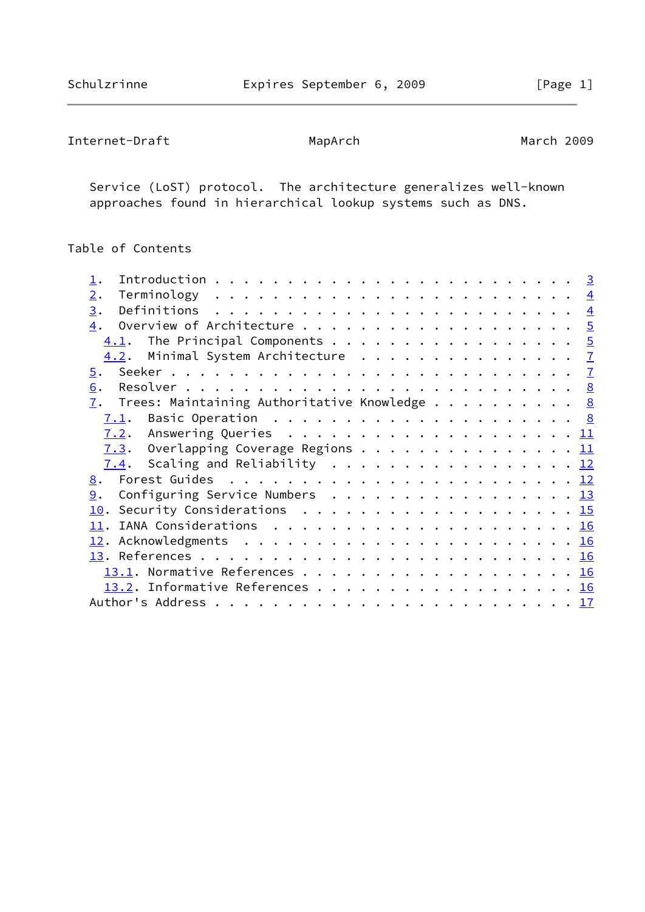Service (LoST) protocol. The architecture generalizes well-known approaches found in hierarchical lookup systems such as DNS.

## Table of Contents

- 1. Introduction . . . . . . . . . . . . . . . . . . . . . . . . 3
- 2. Terminology . . . . . . . . . . . . . . . . . . . . . . . . 4
- 3. Definitions . . . . . . . . . . . . . . . . . . . . . . . . 4
- 4. Overview of Architecture . . . . . . . . . . . . . . . . . . 5
  - 4.1. The Principal Components . . . . . . . . . . . . . . . . 5
  - 4.2. Minimal System Architecture . . . . . . . . . . . . . . . 7
- 5. Seeker . . . . . . . . . . . . . . . . . . . . . . . . . . . 7
- 6. Resolver . . . . . . . . . . . . . . . . . . . . . . . . . . 8
- 7. Trees: Maintaining Authoritative Knowledge . . . . . . . . . 8
  - 7.1. Basic Operation . . . . . . . . . . . . . . . . . . . . . 8
  - 7.2. Answering Queries . . . . . . . . . . . . . . . . . . . . 11
  - 7.3. Overlapping Coverage Regions . . . . . . . . . . . . . . 11
  - 7.4. Scaling and Reliability . . . . . . . . . . . . . . . . . 12
- 8. Forest Guides . . . . . . . . . . . . . . . . . . . . . . . . 12
- 9. Configuring Service Numbers . . . . . . . . . . . . . . . . . 13
- 10. Security Considerations . . . . . . . . . . . . . . . . . . . 15
- 11. IANA Considerations . . . . . . . . . . . . . . . . . . . . . 16
- 12. Acknowledgments . . . . . . . . . . . . . . . . . . . . . . . 16
- 13. References . . . . . . . . . . . . . . . . . . . . . . . . . 16
  - 13.1. Normative References . . . . . . . . . . . . . . . . . . 16
  - 13.2. Informative References . . . . . . . . . . . . . . . . . 16
- Author's Address . . . . . . . . . . . . . . . . . . . . . . . . 17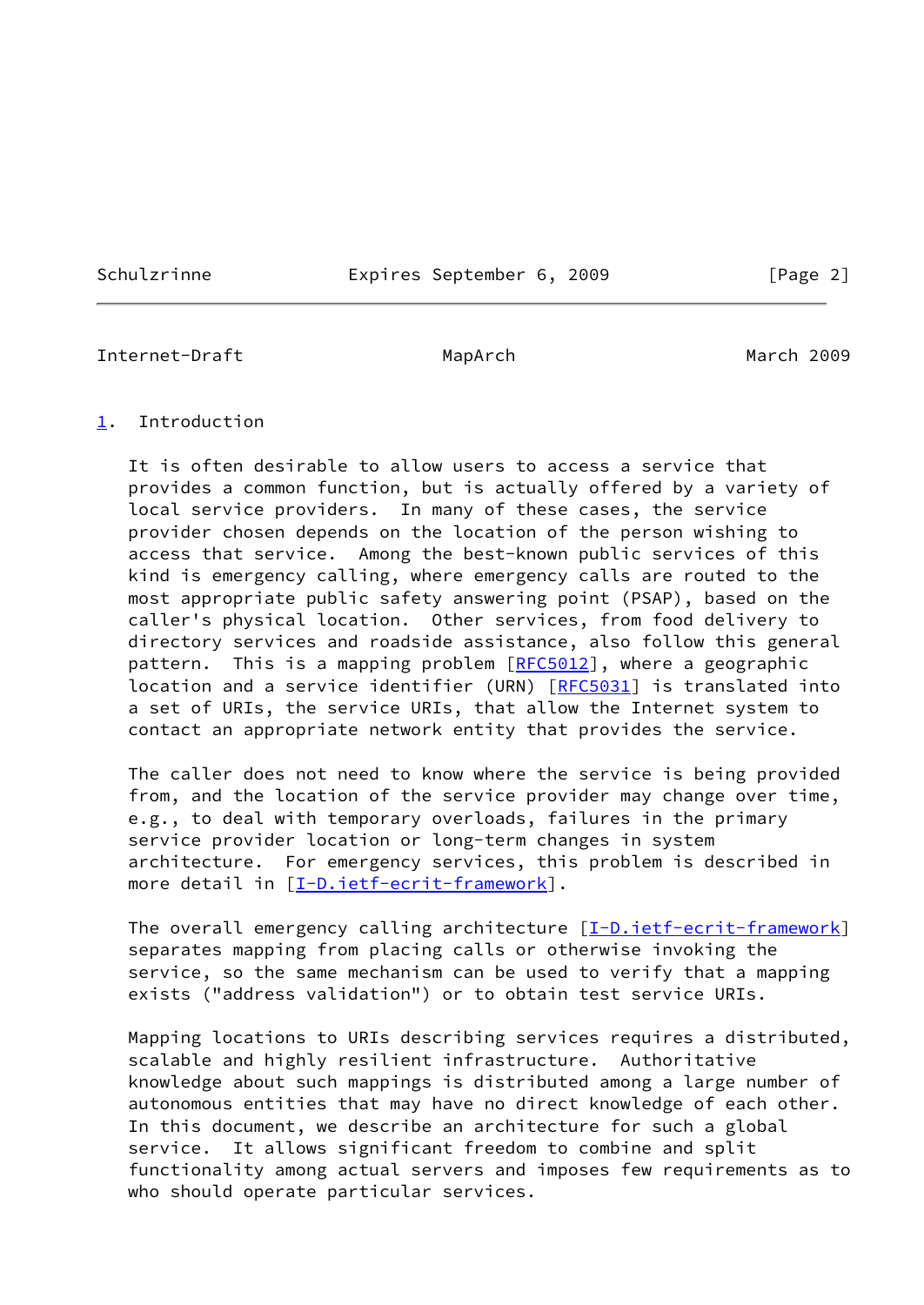# 1. Introduction

It is often desirable to allow users to access a service that provides a common function, but is actually offered by a variety of local service providers. In many of these cases, the service provider chosen depends on the location of the person wishing to access that service. Among the best-known public services of this kind is emergency calling, where emergency calls are routed to the most appropriate public safety answering point (PSAP), based on the caller's physical location. Other services, from food delivery to directory services and roadside assistance, also follow this general pattern. This is a mapping problem [RFC5012], where a geographic location and a service identifier (URN) [RFC5031] is translated into a set of URIs, the service URIs, that allow the Internet system to contact an appropriate network entity that provides the service.

The caller does not need to know where the service is being provided from, and the location of the service provider may change over time, e.g., to deal with temporary overloads, failures in the primary service provider location or long-term changes in system architecture. For emergency services, this problem is described in more detail in [I-D.ietf-ecrit-framework].

The overall emergency calling architecture [I-D.ietf-ecrit-framework] separates mapping from placing calls or otherwise invoking the service, so the same mechanism can be used to verify that a mapping exists ("address validation") or to obtain test service URIs.

Mapping locations to URIs describing services requires a distributed, scalable and highly resilient infrastructure. Authoritative knowledge about such mappings is distributed among a large number of autonomous entities that may have no direct knowledge of each other. In this document, we describe an architecture for such a global service. It allows significant freedom to combine and split functionality among actual servers and imposes few requirements as to who should operate particular services.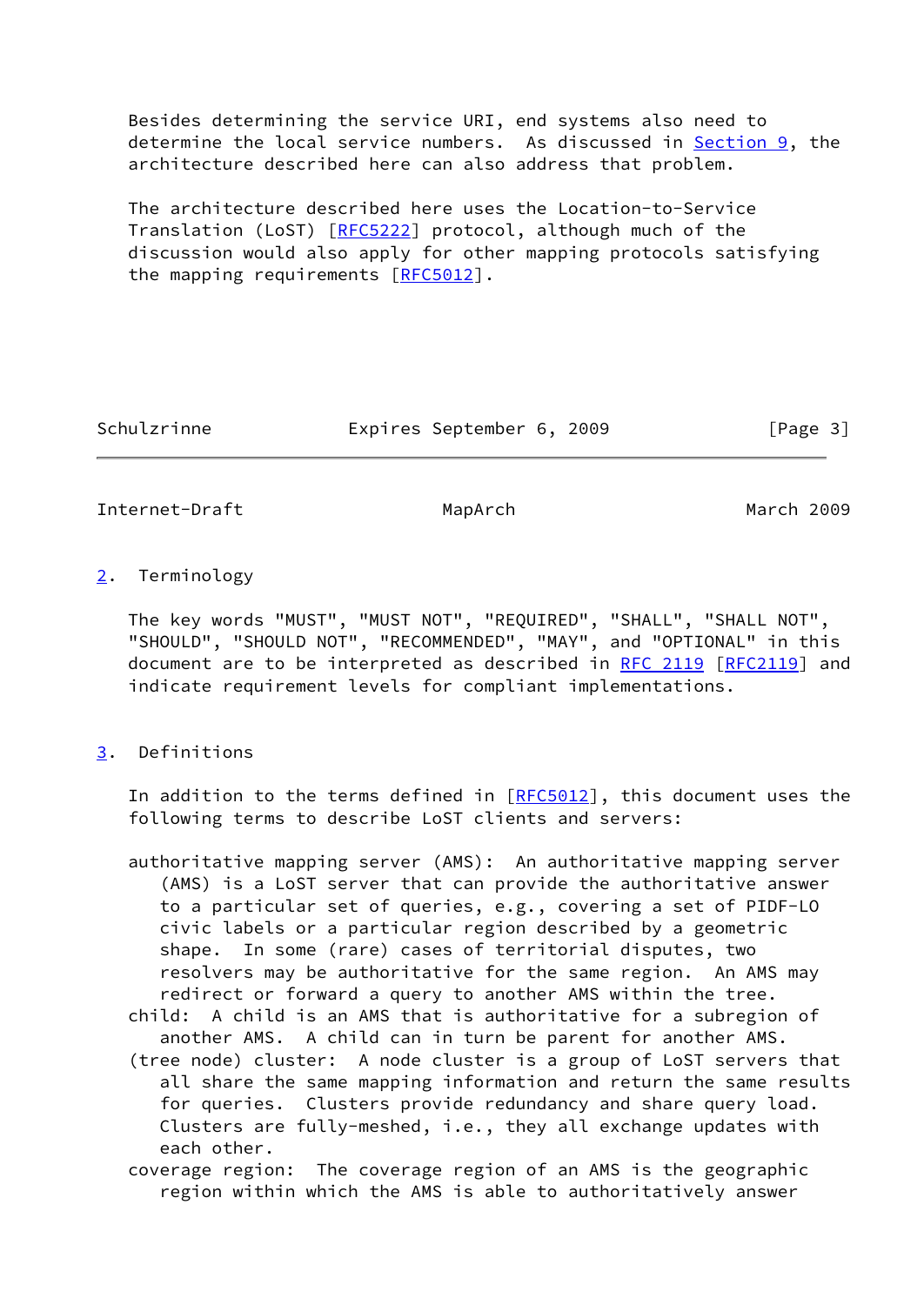Besides determining the service URI, end systems also need to determine the local service numbers. As discussed in Section 9, the architecture described here can also address that problem.

The architecture described here uses the Location-to-Service Translation (LoST) [RFC5222] protocol, although much of the discussion would also apply for other mapping protocols satisfying the mapping requirements [RFC5012].

## 2. Terminology

The key words "MUST", "MUST NOT", "REQUIRED", "SHALL", "SHALL NOT", "SHOULD", "SHOULD NOT", "RECOMMENDED", "MAY", and "OPTIONAL" in this document are to be interpreted as described in RFC 2119 [RFC2119] and indicate requirement levels for compliant implementations.

## 3. Definitions

In addition to the terms defined in [RFC5012], this document uses the following terms to describe LoST clients and servers:

authoritative mapping server (AMS): An authoritative mapping server (AMS) is a LoST server that can provide the authoritative answer to a particular set of queries, e.g., covering a set of PIDF-LO civic labels or a particular region described by a geometric shape. In some (rare) cases of territorial disputes, two resolvers may be authoritative for the same region. An AMS may redirect or forward a query to another AMS within the tree.

child: A child is an AMS that is authoritative for a subregion of another AMS. A child can in turn be parent for another AMS.

(tree node) cluster: A node cluster is a group of LoST servers that all share the same mapping information and return the same results for queries. Clusters provide redundancy and share query load. Clusters are fully-meshed, i.e., they all exchange updates with each other.

coverage region: The coverage region of an AMS is the geographic region within which the AMS is able to authoritatively answer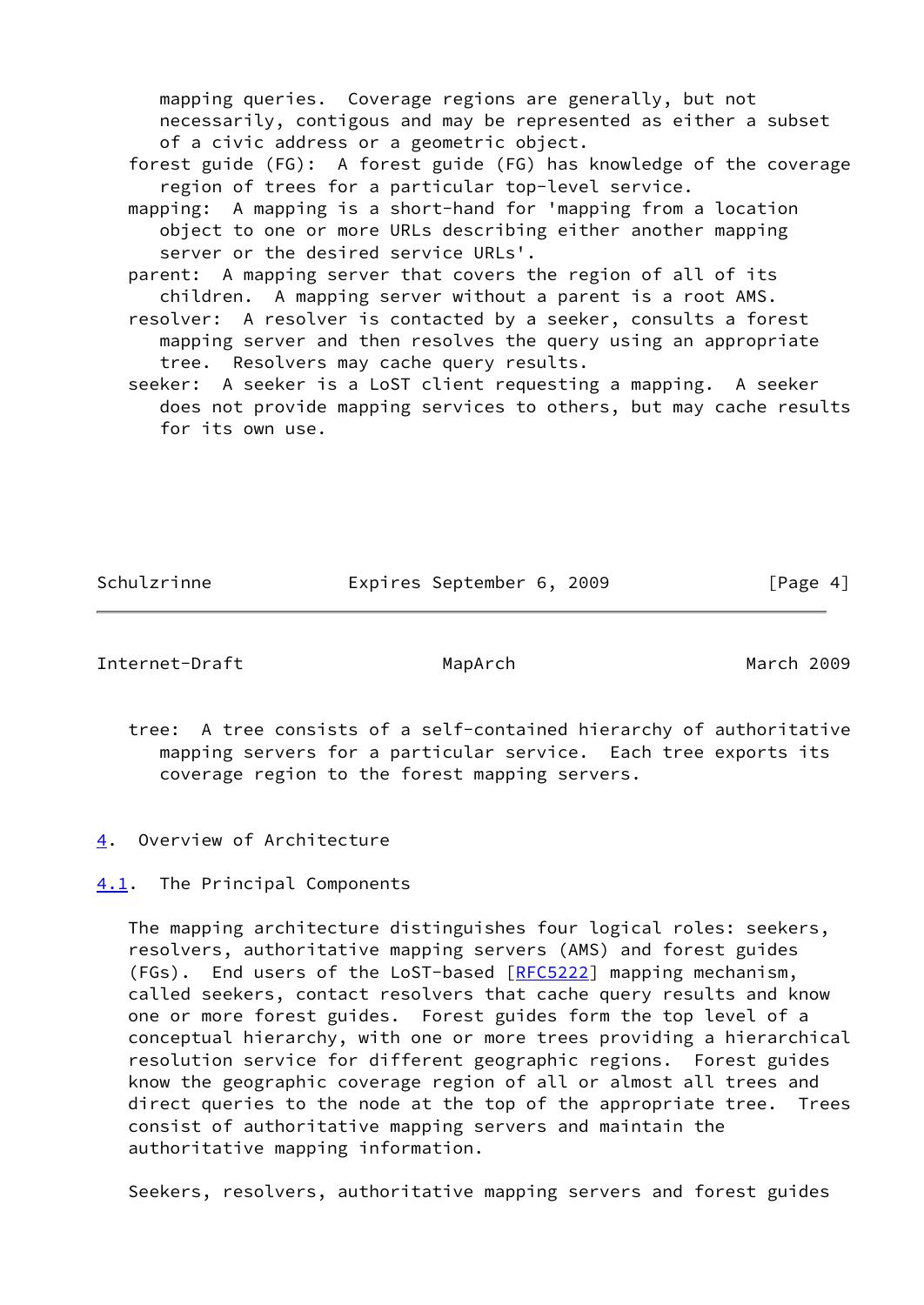mapping queries. Coverage regions are generally, but not necessarily, contigous and may be represented as either a subset of a civic address or a geometric object.

forest guide (FG): A forest guide (FG) has knowledge of the coverage region of trees for a particular top-level service.

mapping: A mapping is a short-hand for 'mapping from a location object to one or more URLs describing either another mapping server or the desired service URLs'.

parent: A mapping server that covers the region of all of its children. A mapping server without a parent is a root AMS.

resolver: A resolver is contacted by a seeker, consults a forest mapping server and then resolves the query using an appropriate tree. Resolvers may cache query results.

seeker: A seeker is a LoST client requesting a mapping. A seeker does not provide mapping services to others, but may cache results for its own use.

tree: A tree consists of a self-contained hierarchy of authoritative mapping servers for a particular service. Each tree exports its coverage region to the forest mapping servers.

## 4. Overview of Architecture

### 4.1. The Principal Components

The mapping architecture distinguishes four logical roles: seekers, resolvers, authoritative mapping servers (AMS) and forest guides (FGs). End users of the LoST-based [RFC5222] mapping mechanism, called seekers, contact resolvers that cache query results and know one or more forest guides. Forest guides form the top level of a conceptual hierarchy, with one or more trees providing a hierarchical resolution service for different geographic regions. Forest guides know the geographic coverage region of all or almost all trees and direct queries to the node at the top of the appropriate tree. Trees consist of authoritative mapping servers and maintain the authoritative mapping information.

Seekers, resolvers, authoritative mapping servers and forest guides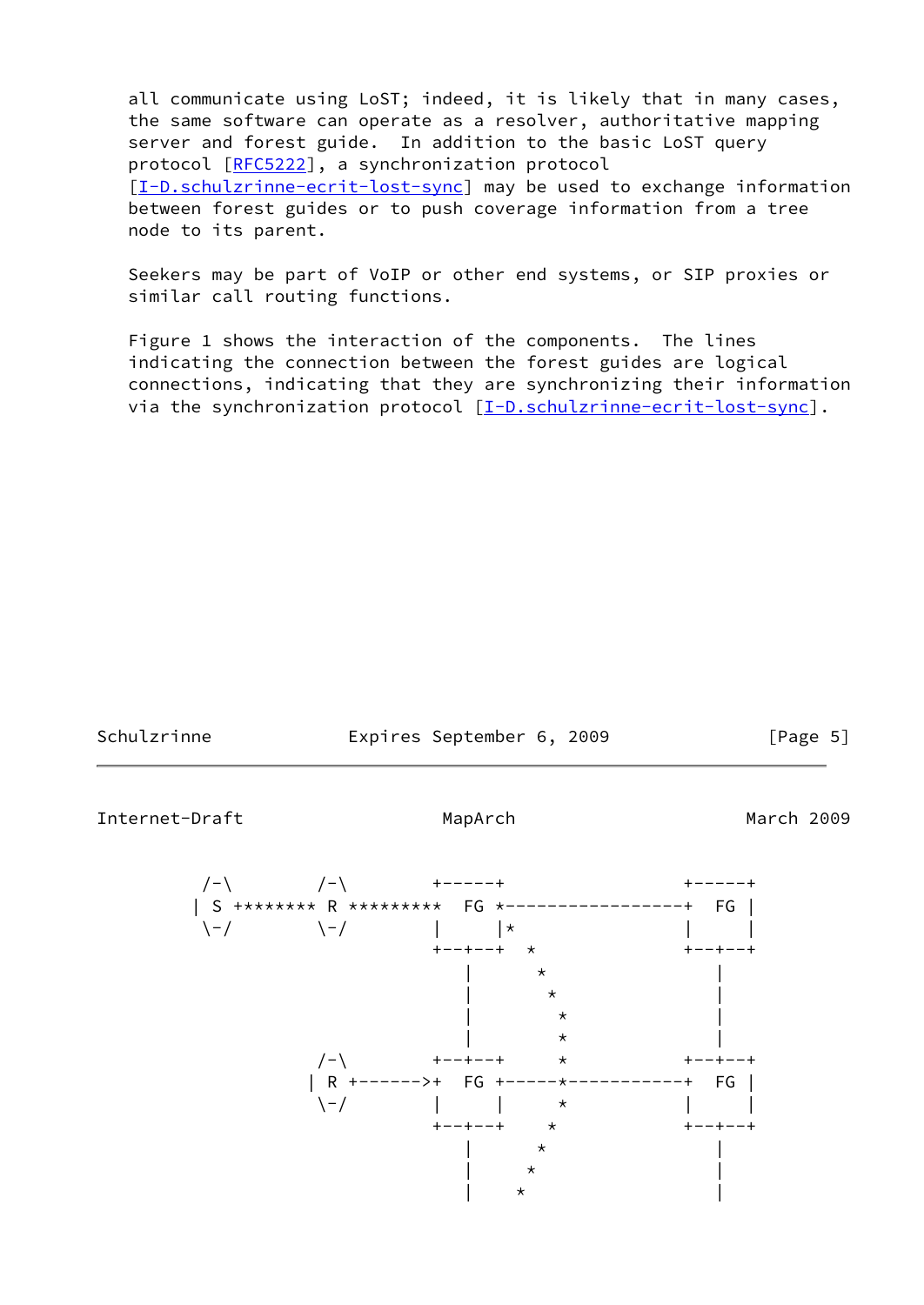all communicate using LoST; indeed, it is likely that in many cases, the same software can operate as a resolver, authoritative mapping server and forest guide. In addition to the basic LoST query protocol [RFC5222], a synchronization protocol [I-D.schulzrinne-ecrit-lost-sync] may be used to exchange information between forest guides or to push coverage information from a tree node to its parent.

Seekers may be part of VoIP or other end systems, or SIP proxies or similar call routing functions.

Figure 1 shows the interaction of the components. The lines indicating the connection between the forest guides are logical connections, indicating that they are synchronizing their information via the synchronization protocol [I-D.schulzrinne-ecrit-lost-sync].

```
 /-\        /-\         +-----+                   +-----+
| S ******** R *********  FG *------------------+  FG |
 \-/        \-/         |     |*                |     |
                        +--+--+  *              +--+--+
                           |      *                |
                           |       *               |
                           |        *              |
                           |        *              |
            /-\         +--+--+     *           +--+--+
           | R +------->+  FG +-----*-----------+  FG |
            \-/         |     |     *           |     |
                        +--+--+    *            +--+--+
                           |      *                |
                           |     *                 |
                           |    *                  |
```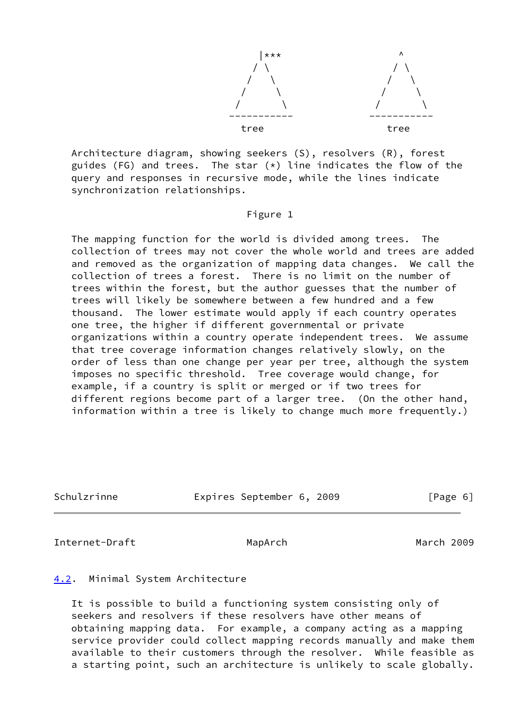```
              |***               ^
             / \                / \
            /   \              /   \
           /     \            /     \
          /       \          /       \
         -----------        -----------
            tree               tree
```

Architecture diagram, showing seekers (S), resolvers (R), forest guides (FG) and trees. The star (*) line indicates the flow of the query and responses in recursive mode, while the lines indicate synchronization relationships.

Figure 1

The mapping function for the world is divided among trees. The collection of trees may not cover the whole world and trees are added and removed as the organization of mapping data changes. We call the collection of trees a forest. There is no limit on the number of trees within the forest, but the author guesses that the number of trees will likely be somewhere between a few hundred and a few thousand. The lower estimate would apply if each country operates one tree, the higher if different governmental or private organizations within a country operate independent trees. We assume that tree coverage information changes relatively slowly, on the order of less than one change per year per tree, although the system imposes no specific threshold. Tree coverage would change, for example, if a country is split or merged or if two trees for different regions become part of a larger tree. (On the other hand, information within a tree is likely to change much more frequently.)

## 4.2. Minimal System Architecture

It is possible to build a functioning system consisting only of seekers and resolvers if these resolvers have other means of obtaining mapping data. For example, a company acting as a mapping service provider could collect mapping records manually and make them available to their customers through the resolver. While feasible as a starting point, such an architecture is unlikely to scale globally.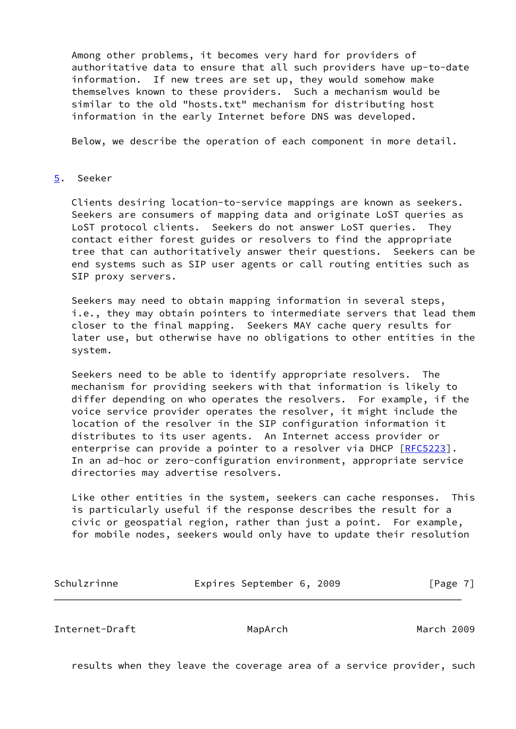Among other problems, it becomes very hard for providers of authoritative data to ensure that all such providers have up-to-date information. If new trees are set up, they would somehow make themselves known to these providers. Such a mechanism would be similar to the old "hosts.txt" mechanism for distributing host information in the early Internet before DNS was developed.

Below, we describe the operation of each component in more detail.

## 5. Seeker

Clients desiring location-to-service mappings are known as seekers. Seekers are consumers of mapping data and originate LoST queries as LoST protocol clients. Seekers do not answer LoST queries. They contact either forest guides or resolvers to find the appropriate tree that can authoritatively answer their questions. Seekers can be end systems such as SIP user agents or call routing entities such as SIP proxy servers.

Seekers may need to obtain mapping information in several steps, i.e., they may obtain pointers to intermediate servers that lead them closer to the final mapping. Seekers MAY cache query results for later use, but otherwise have no obligations to other entities in the system.

Seekers need to be able to identify appropriate resolvers. The mechanism for providing seekers with that information is likely to differ depending on who operates the resolvers. For example, if the voice service provider operates the resolver, it might include the location of the resolver in the SIP configuration information it distributes to its user agents. An Internet access provider or enterprise can provide a pointer to a resolver via DHCP [RFC5223]. In an ad-hoc or zero-configuration environment, appropriate service directories may advertise resolvers.

Like other entities in the system, seekers can cache responses. This is particularly useful if the response describes the result for a civic or geospatial region, rather than just a point. For example, for mobile nodes, seekers would only have to update their resolution results when they leave the coverage area of a service provider, such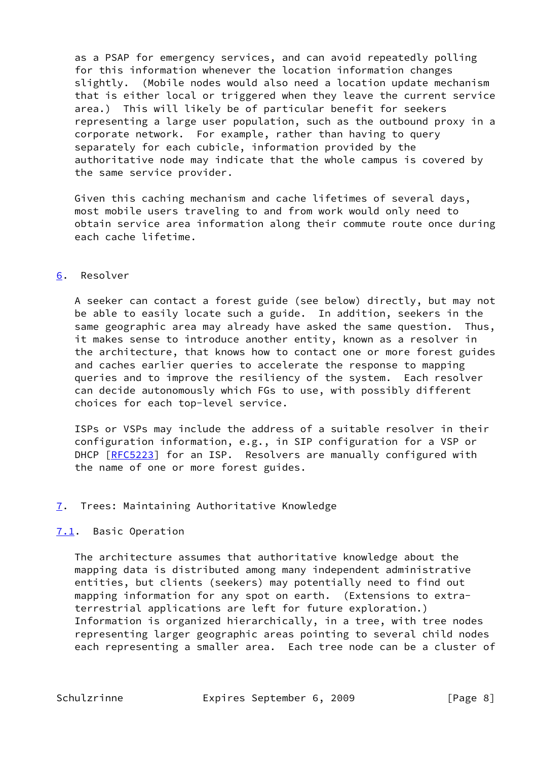as a PSAP for emergency services, and can avoid repeatedly polling for this information whenever the location information changes slightly. (Mobile nodes would also need a location update mechanism that is either local or triggered when they leave the current service area.) This will likely be of particular benefit for seekers representing a large user population, such as the outbound proxy in a corporate network. For example, rather than having to query separately for each cubicle, information provided by the authoritative node may indicate that the whole campus is covered by the same service provider.

Given this caching mechanism and cache lifetimes of several days, most mobile users traveling to and from work would only need to obtain service area information along their commute route once during each cache lifetime.

## 6. Resolver

A seeker can contact a forest guide (see below) directly, but may not be able to easily locate such a guide. In addition, seekers in the same geographic area may already have asked the same question. Thus, it makes sense to introduce another entity, known as a resolver in the architecture, that knows how to contact one or more forest guides and caches earlier queries to accelerate the response to mapping queries and to improve the resiliency of the system. Each resolver can decide autonomously which FGs to use, with possibly different choices for each top-level service.

ISPs or VSPs may include the address of a suitable resolver in their configuration information, e.g., in SIP configuration for a VSP or DHCP [RFC5223] for an ISP. Resolvers are manually configured with the name of one or more forest guides.

## 7. Trees: Maintaining Authoritative Knowledge

### 7.1. Basic Operation

The architecture assumes that authoritative knowledge about the mapping data is distributed among many independent administrative entities, but clients (seekers) may potentially need to find out mapping information for any spot on earth. (Extensions to extra-terrestrial applications are left for future exploration.) Information is organized hierarchically, in a tree, with tree nodes representing larger geographic areas pointing to several child nodes each representing a smaller area. Each tree node can be a cluster of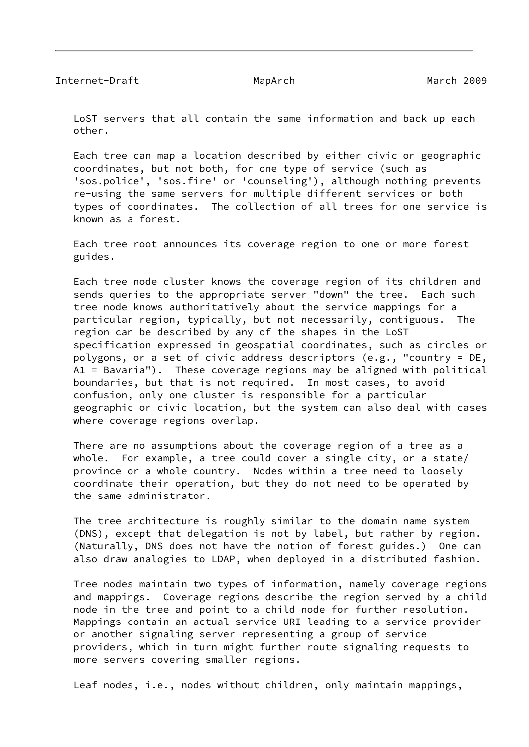LoST servers that all contain the same information and back up each other.

Each tree can map a location described by either civic or geographic coordinates, but not both, for one type of service (such as 'sos.police', 'sos.fire' or 'counseling'), although nothing prevents re-using the same servers for multiple different services or both types of coordinates. The collection of all trees for one service is known as a forest.

Each tree root announces its coverage region to one or more forest guides.

Each tree node cluster knows the coverage region of its children and sends queries to the appropriate server "down" the tree. Each such tree node knows authoritatively about the service mappings for a particular region, typically, but not necessarily, contiguous. The region can be described by any of the shapes in the LoST specification expressed in geospatial coordinates, such as circles or polygons, or a set of civic address descriptors (e.g., "country = DE, A1 = Bavaria"). These coverage regions may be aligned with political boundaries, but that is not required. In most cases, to avoid confusion, only one cluster is responsible for a particular geographic or civic location, but the system can also deal with cases where coverage regions overlap.

There are no assumptions about the coverage region of a tree as a whole. For example, a tree could cover a single city, or a state/province or a whole country. Nodes within a tree need to loosely coordinate their operation, but they do not need to be operated by the same administrator.

The tree architecture is roughly similar to the domain name system (DNS), except that delegation is not by label, but rather by region. (Naturally, DNS does not have the notion of forest guides.) One can also draw analogies to LDAP, when deployed in a distributed fashion.

Tree nodes maintain two types of information, namely coverage regions and mappings. Coverage regions describe the region served by a child node in the tree and point to a child node for further resolution. Mappings contain an actual service URI leading to a service provider or another signaling server representing a group of service providers, which in turn might further route signaling requests to more servers covering smaller regions.

Leaf nodes, i.e., nodes without children, only maintain mappings,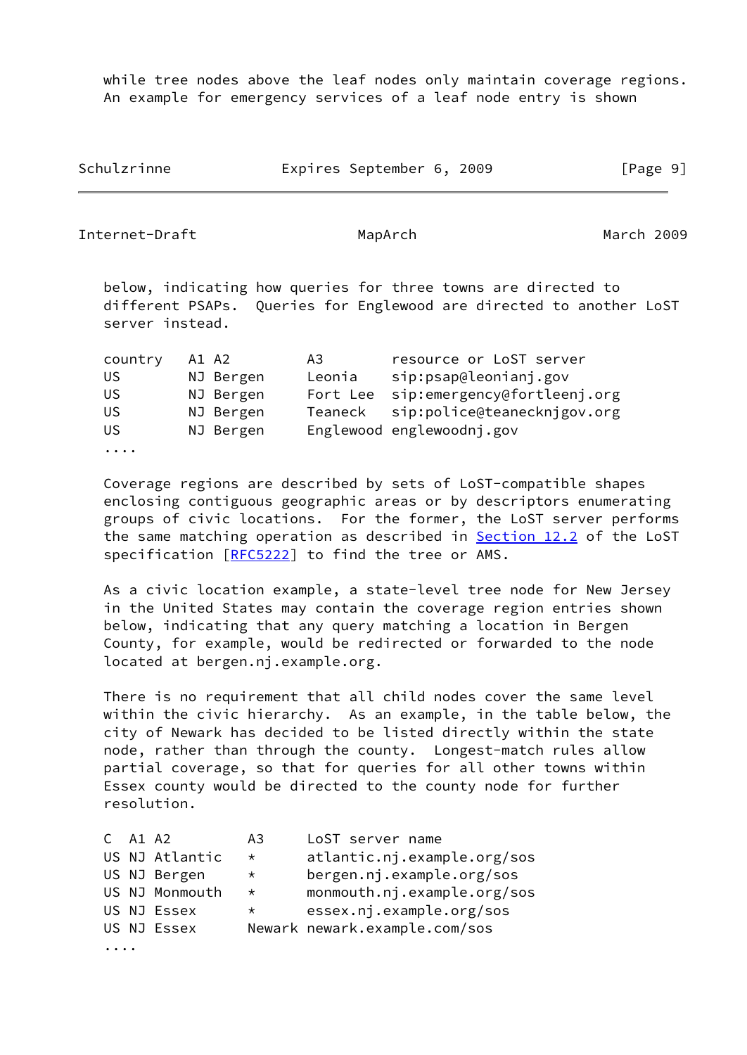while tree nodes above the leaf nodes only maintain coverage regions. An example for emergency services of a leaf node entry is shown below, indicating how queries for three towns are directed to different PSAPs. Queries for Englewood are directed to another LoST server instead.

| country | A1 A2 | A3 | resource or LoST server |
|---|---|---|---|
| US | NJ Bergen | Leonia | sip:psap@leonianj.gov |
| US | NJ Bergen | Fort Lee | sip:emergency@fortleenj.org |
| US | NJ Bergen | Teaneck | sip:police@teanecknjgov.org |
| US | NJ Bergen | Englewood | englewoodnj.gov |

....

Coverage regions are described by sets of LoST-compatible shapes enclosing contiguous geographic areas or by descriptors enumerating groups of civic locations. For the former, the LoST server performs the same matching operation as described in Section 12.2 of the LoST specification [RFC5222] to find the tree or AMS.

As a civic location example, a state-level tree node for New Jersey in the United States may contain the coverage region entries shown below, indicating that any query matching a location in Bergen County, for example, would be redirected or forwarded to the node located at bergen.nj.example.org.

There is no requirement that all child nodes cover the same level within the civic hierarchy. As an example, in the table below, the city of Newark has decided to be listed directly within the state node, rather than through the county. Longest-match rules allow partial coverage, so that for queries for all other towns within Essex county would be directed to the county node for further resolution.

| C | A1 A2 | A3 | LoST server name |
|---|---|---|---|
| US | NJ Atlantic | * | atlantic.nj.example.org/sos |
| US | NJ Bergen | * | bergen.nj.example.org/sos |
| US | NJ Monmouth | * | monmouth.nj.example.org/sos |
| US | NJ Essex | * | essex.nj.example.org/sos |
| US | NJ Essex | Newark | newark.example.com/sos |

....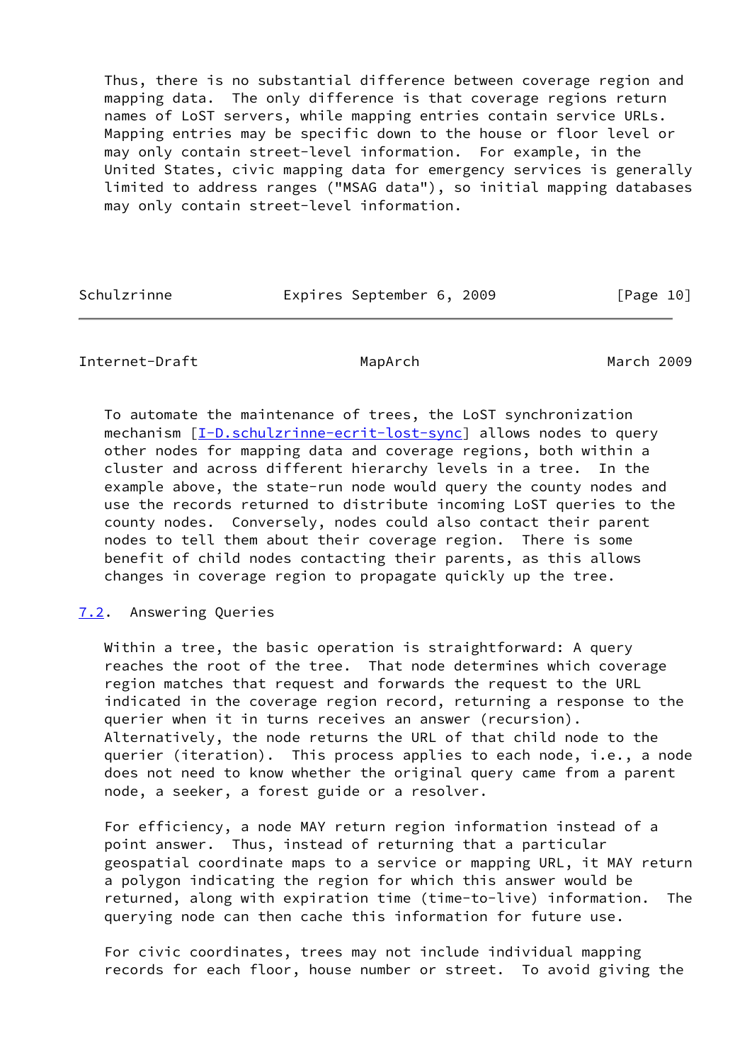Thus, there is no substantial difference between coverage region and mapping data. The only difference is that coverage regions return names of LoST servers, while mapping entries contain service URLs. Mapping entries may be specific down to the house or floor level or may only contain street-level information. For example, in the United States, civic mapping data for emergency services is generally limited to address ranges ("MSAG data"), so initial mapping databases may only contain street-level information.

To automate the maintenance of trees, the LoST synchronization mechanism [I-D.schulzrinne-ecrit-lost-sync] allows nodes to query other nodes for mapping data and coverage regions, both within a cluster and across different hierarchy levels in a tree. In the example above, the state-run node would query the county nodes and use the records returned to distribute incoming LoST queries to the county nodes. Conversely, nodes could also contact their parent nodes to tell them about their coverage region. There is some benefit of child nodes contacting their parents, as this allows changes in coverage region to propagate quickly up the tree.

### 7.2. Answering Queries

Within a tree, the basic operation is straightforward: A query reaches the root of the tree. That node determines which coverage region matches that request and forwards the request to the URL indicated in the coverage region record, returning a response to the querier when it in turns receives an answer (recursion). Alternatively, the node returns the URL of that child node to the querier (iteration). This process applies to each node, i.e., a node does not need to know whether the original query came from a parent node, a seeker, a forest guide or a resolver.

For efficiency, a node MAY return region information instead of a point answer. Thus, instead of returning that a particular geospatial coordinate maps to a service or mapping URL, it MAY return a polygon indicating the region for which this answer would be returned, along with expiration time (time-to-live) information. The querying node can then cache this information for future use.

For civic coordinates, trees may not include individual mapping records for each floor, house number or street. To avoid giving the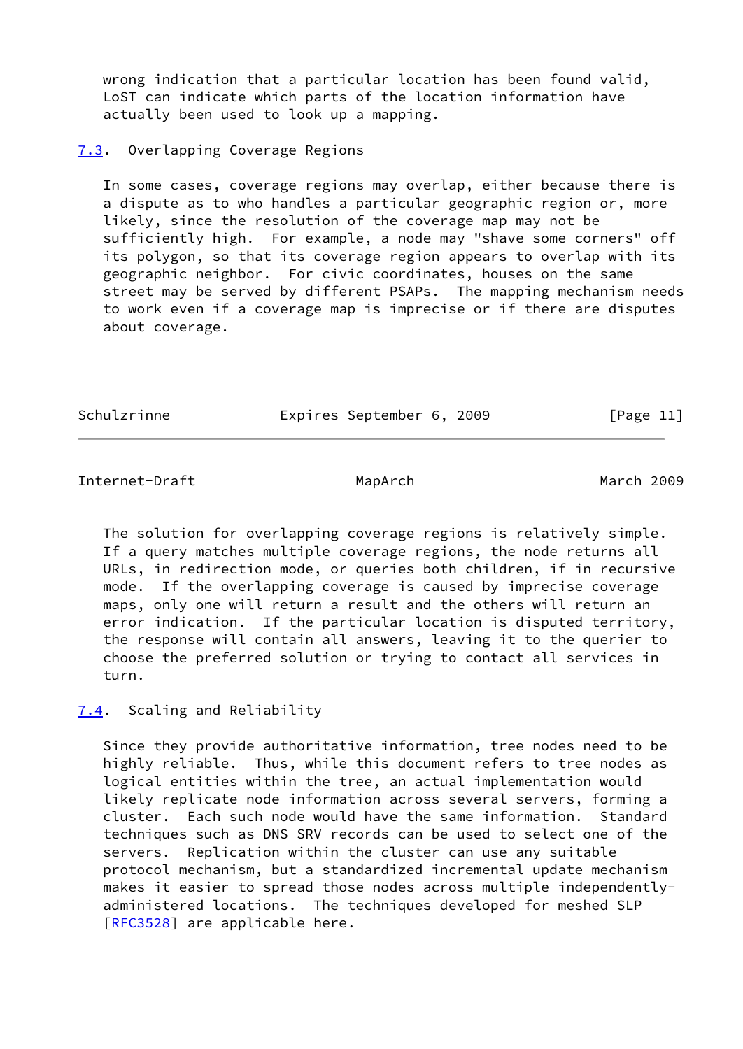wrong indication that a particular location has been found valid, LoST can indicate which parts of the location information have actually been used to look up a mapping.

### 7.3. Overlapping Coverage Regions

In some cases, coverage regions may overlap, either because there is a dispute as to who handles a particular geographic region or, more likely, since the resolution of the coverage map may not be sufficiently high. For example, a node may "shave some corners" off its polygon, so that its coverage region appears to overlap with its geographic neighbor. For civic coordinates, houses on the same street may be served by different PSAPs. The mapping mechanism needs to work even if a coverage map is imprecise or if there are disputes about coverage.

The solution for overlapping coverage regions is relatively simple. If a query matches multiple coverage regions, the node returns all URLs, in redirection mode, or queries both children, if in recursive mode. If the overlapping coverage is caused by imprecise coverage maps, only one will return a result and the others will return an error indication. If the particular location is disputed territory, the response will contain all answers, leaving it to the querier to choose the preferred solution or trying to contact all services in turn.

### 7.4. Scaling and Reliability

Since they provide authoritative information, tree nodes need to be highly reliable. Thus, while this document refers to tree nodes as logical entities within the tree, an actual implementation would likely replicate node information across several servers, forming a cluster. Each such node would have the same information. Standard techniques such as DNS SRV records can be used to select one of the servers. Replication within the cluster can use any suitable protocol mechanism, but a standardized incremental update mechanism makes it easier to spread those nodes across multiple independently-administered locations. The techniques developed for meshed SLP [RFC3528] are applicable here.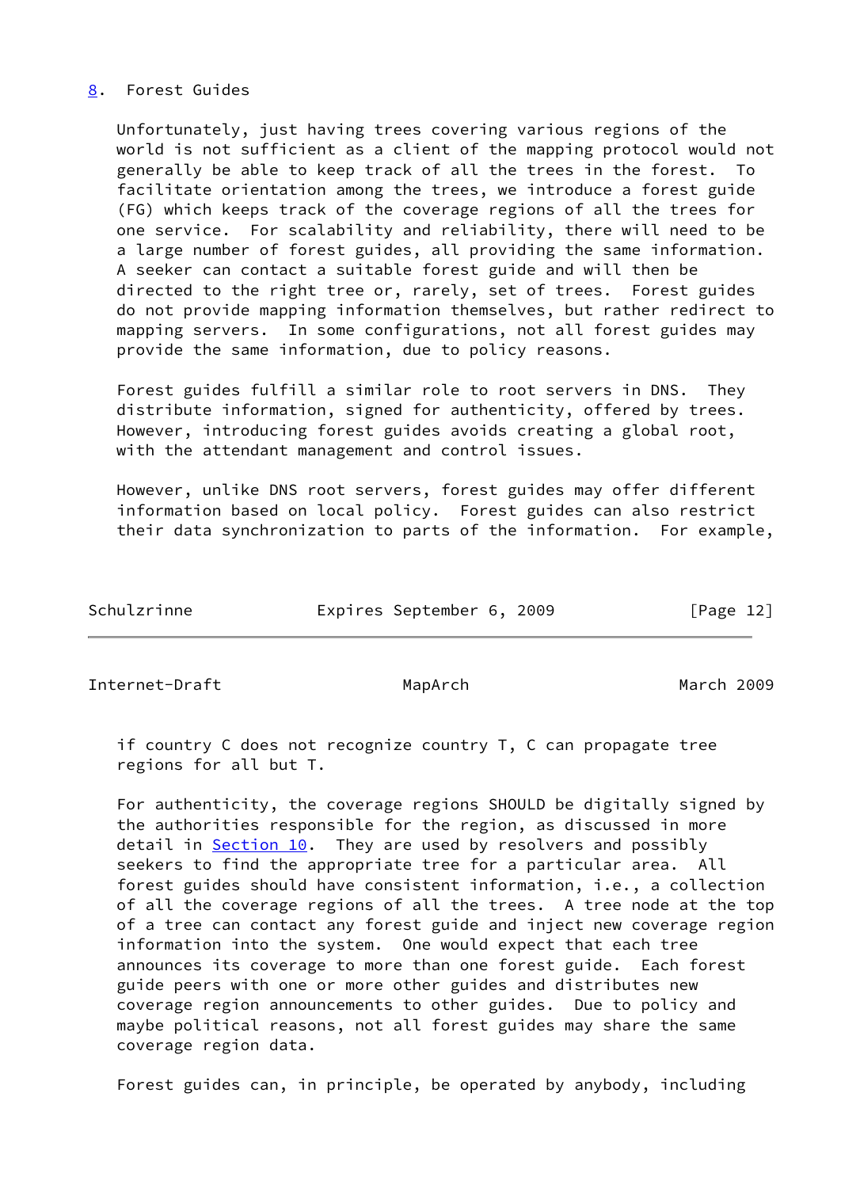## 8. Forest Guides

Unfortunately, just having trees covering various regions of the world is not sufficient as a client of the mapping protocol would not generally be able to keep track of all the trees in the forest. To facilitate orientation among the trees, we introduce a forest guide (FG) which keeps track of the coverage regions of all the trees for one service. For scalability and reliability, there will need to be a large number of forest guides, all providing the same information. A seeker can contact a suitable forest guide and will then be directed to the right tree or, rarely, set of trees. Forest guides do not provide mapping information themselves, but rather redirect to mapping servers. In some configurations, not all forest guides may provide the same information, due to policy reasons.

Forest guides fulfill a similar role to root servers in DNS. They distribute information, signed for authenticity, offered by trees. However, introducing forest guides avoids creating a global root, with the attendant management and control issues.

However, unlike DNS root servers, forest guides may offer different information based on local policy. Forest guides can also restrict their data synchronization to parts of the information. For example, if country C does not recognize country T, C can propagate tree regions for all but T.

For authenticity, the coverage regions SHOULD be digitally signed by the authorities responsible for the region, as discussed in more detail in Section 10. They are used by resolvers and possibly seekers to find the appropriate tree for a particular area. All forest guides should have consistent information, i.e., a collection of all the coverage regions of all the trees. A tree node at the top of a tree can contact any forest guide and inject new coverage region information into the system. One would expect that each tree announces its coverage to more than one forest guide. Each forest guide peers with one or more other guides and distributes new coverage region announcements to other guides. Due to policy and maybe political reasons, not all forest guides may share the same coverage region data.

Forest guides can, in principle, be operated by anybody, including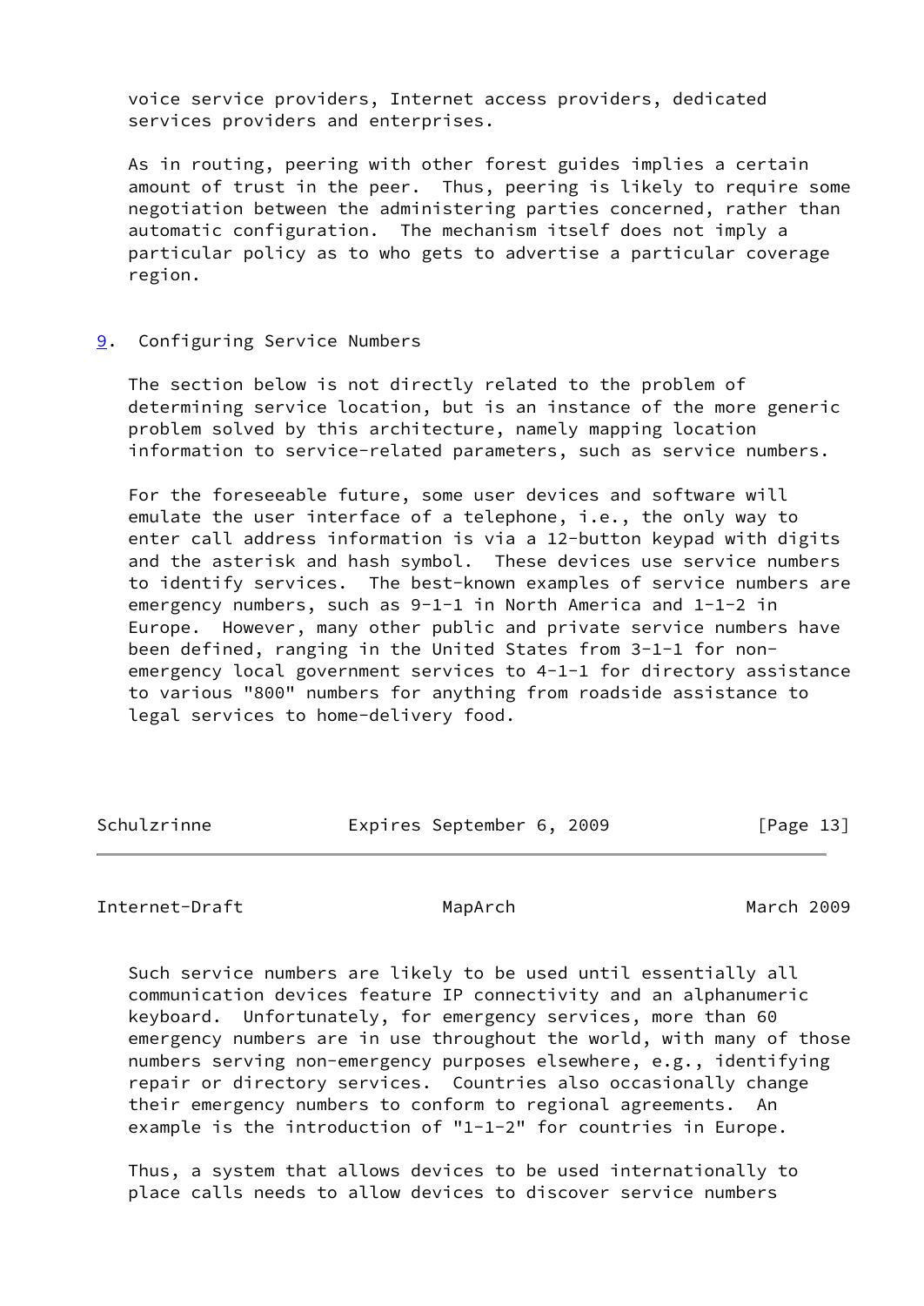voice service providers, Internet access providers, dedicated services providers and enterprises.

As in routing, peering with other forest guides implies a certain amount of trust in the peer. Thus, peering is likely to require some negotiation between the administering parties concerned, rather than automatic configuration. The mechanism itself does not imply a particular policy as to who gets to advertise a particular coverage region.

## 9. Configuring Service Numbers

The section below is not directly related to the problem of determining service location, but is an instance of the more generic problem solved by this architecture, namely mapping location information to service-related parameters, such as service numbers.

For the foreseeable future, some user devices and software will emulate the user interface of a telephone, i.e., the only way to enter call address information is via a 12-button keypad with digits and the asterisk and hash symbol. These devices use service numbers to identify services. The best-known examples of service numbers are emergency numbers, such as 9-1-1 in North America and 1-1-2 in Europe. However, many other public and private service numbers have been defined, ranging in the United States from 3-1-1 for non-emergency local government services to 4-1-1 for directory assistance to various "800" numbers for anything from roadside assistance to legal services to home-delivery food.

Such service numbers are likely to be used until essentially all communication devices feature IP connectivity and an alphanumeric keyboard. Unfortunately, for emergency services, more than 60 emergency numbers are in use throughout the world, with many of those numbers serving non-emergency purposes elsewhere, e.g., identifying repair or directory services. Countries also occasionally change their emergency numbers to conform to regional agreements. An example is the introduction of "1-1-2" for countries in Europe.

Thus, a system that allows devices to be used internationally to place calls needs to allow devices to discover service numbers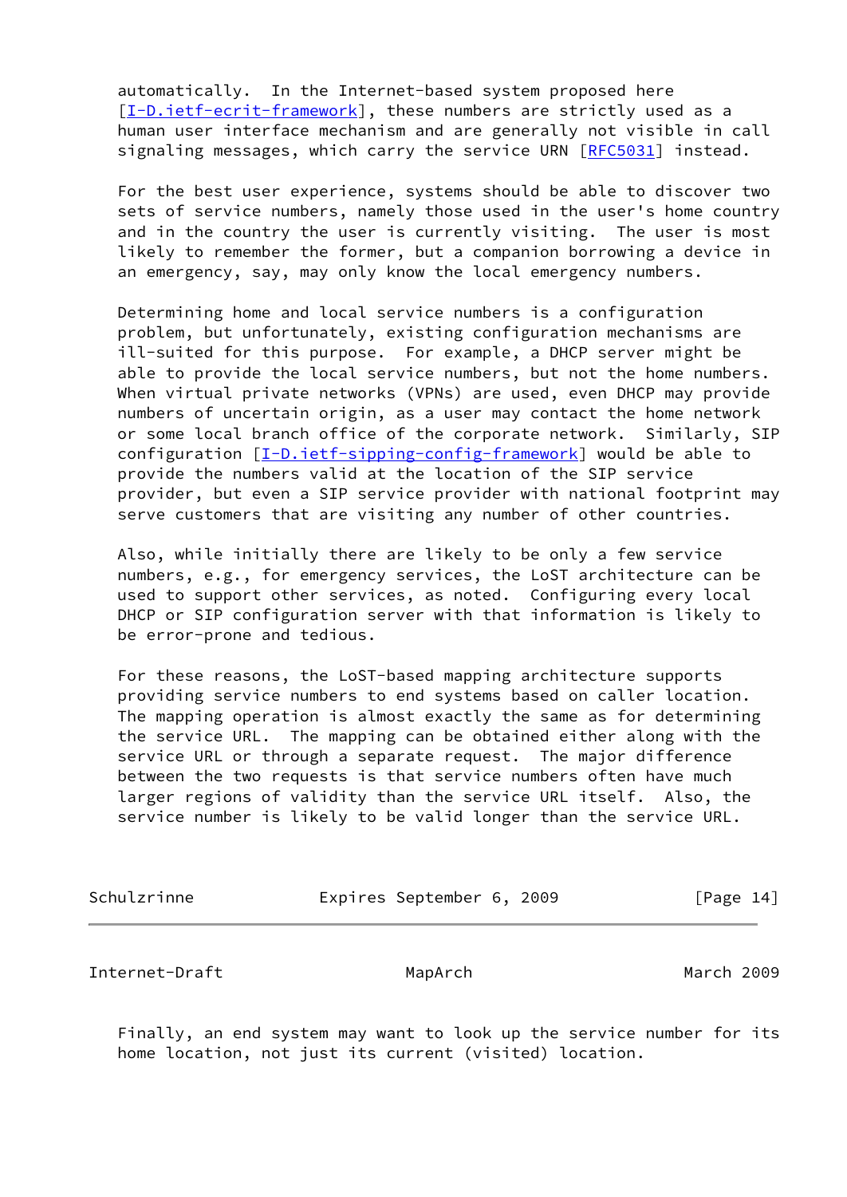automatically. In the Internet-based system proposed here [I-D.ietf-ecrit-framework], these numbers are strictly used as a human user interface mechanism and are generally not visible in call signaling messages, which carry the service URN [RFC5031] instead.

For the best user experience, systems should be able to discover two sets of service numbers, namely those used in the user's home country and in the country the user is currently visiting. The user is most likely to remember the former, but a companion borrowing a device in an emergency, say, may only know the local emergency numbers.

Determining home and local service numbers is a configuration problem, but unfortunately, existing configuration mechanisms are ill-suited for this purpose. For example, a DHCP server might be able to provide the local service numbers, but not the home numbers. When virtual private networks (VPNs) are used, even DHCP may provide numbers of uncertain origin, as a user may contact the home network or some local branch office of the corporate network. Similarly, SIP configuration [I-D.ietf-sipping-config-framework] would be able to provide the numbers valid at the location of the SIP service provider, but even a SIP service provider with national footprint may serve customers that are visiting any number of other countries.

Also, while initially there are likely to be only a few service numbers, e.g., for emergency services, the LoST architecture can be used to support other services, as noted. Configuring every local DHCP or SIP configuration server with that information is likely to be error-prone and tedious.

For these reasons, the LoST-based mapping architecture supports providing service numbers to end systems based on caller location. The mapping operation is almost exactly the same as for determining the service URL. The mapping can be obtained either along with the service URL or through a separate request. The major difference between the two requests is that service numbers often have much larger regions of validity than the service URL itself. Also, the service number is likely to be valid longer than the service URL.

Finally, an end system may want to look up the service number for its home location, not just its current (visited) location.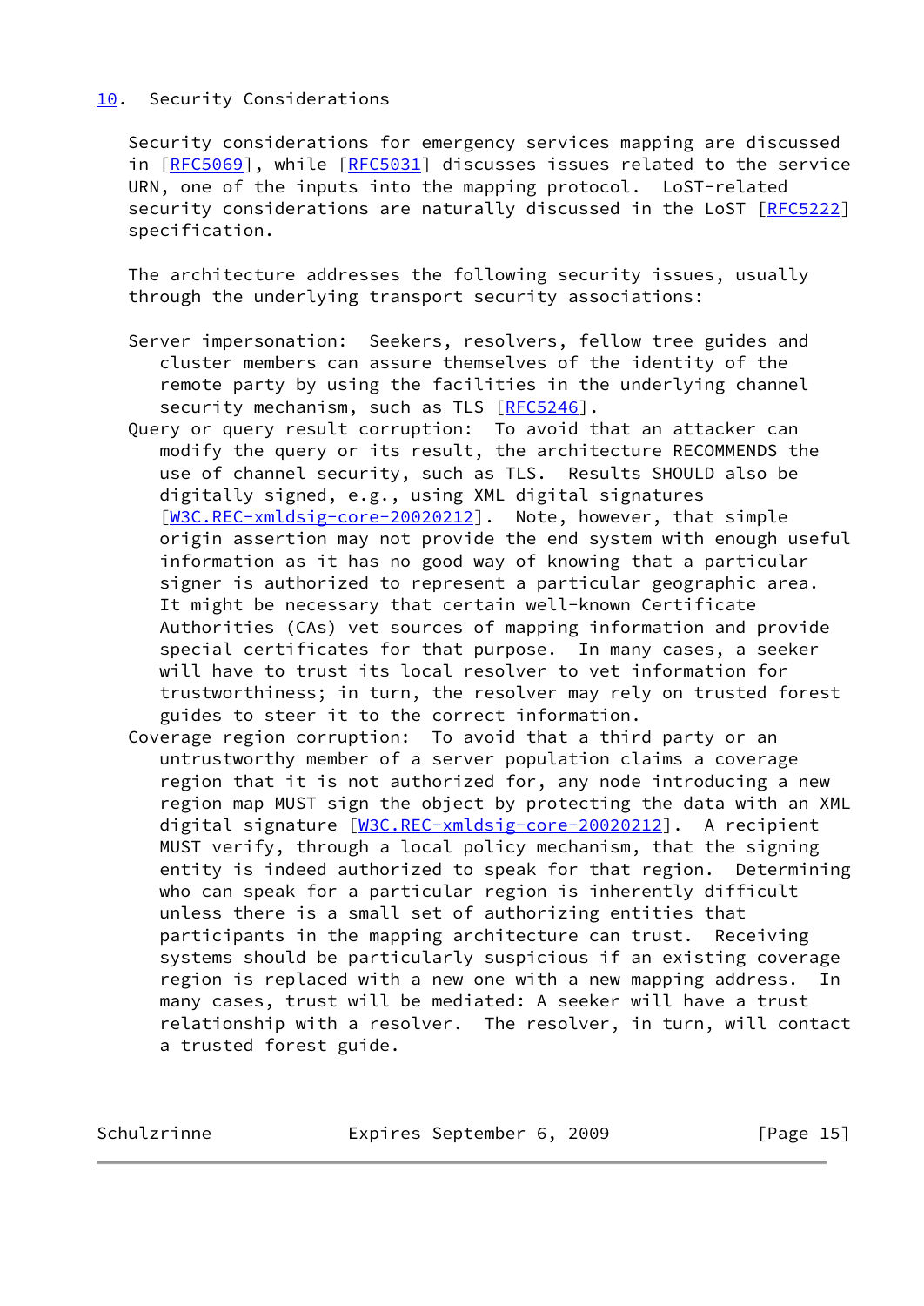## 10. Security Considerations

Security considerations for emergency services mapping are discussed in [RFC5069], while [RFC5031] discusses issues related to the service URN, one of the inputs into the mapping protocol. LoST-related security considerations are naturally discussed in the LoST [RFC5222] specification.

The architecture addresses the following security issues, usually through the underlying transport security associations:

Server impersonation: Seekers, resolvers, fellow tree guides and cluster members can assure themselves of the identity of the remote party by using the facilities in the underlying channel security mechanism, such as TLS [RFC5246].

Query or query result corruption: To avoid that an attacker can modify the query or its result, the architecture RECOMMENDS the use of channel security, such as TLS. Results SHOULD also be digitally signed, e.g., using XML digital signatures [W3C.REC-xmldsig-core-20020212]. Note, however, that simple origin assertion may not provide the end system with enough useful information as it has no good way of knowing that a particular signer is authorized to represent a particular geographic area. It might be necessary that certain well-known Certificate Authorities (CAs) vet sources of mapping information and provide special certificates for that purpose. In many cases, a seeker will have to trust its local resolver to vet information for trustworthiness; in turn, the resolver may rely on trusted forest guides to steer it to the correct information.

Coverage region corruption: To avoid that a third party or an untrustworthy member of a server population claims a coverage region that it is not authorized for, any node introducing a new region map MUST sign the object by protecting the data with an XML digital signature [W3C.REC-xmldsig-core-20020212]. A recipient MUST verify, through a local policy mechanism, that the signing entity is indeed authorized to speak for that region. Determining who can speak for a particular region is inherently difficult unless there is a small set of authorizing entities that participants in the mapping architecture can trust. Receiving systems should be particularly suspicious if an existing coverage region is replaced with a new one with a new mapping address. In many cases, trust will be mediated: A seeker will have a trust relationship with a resolver. The resolver, in turn, will contact a trusted forest guide.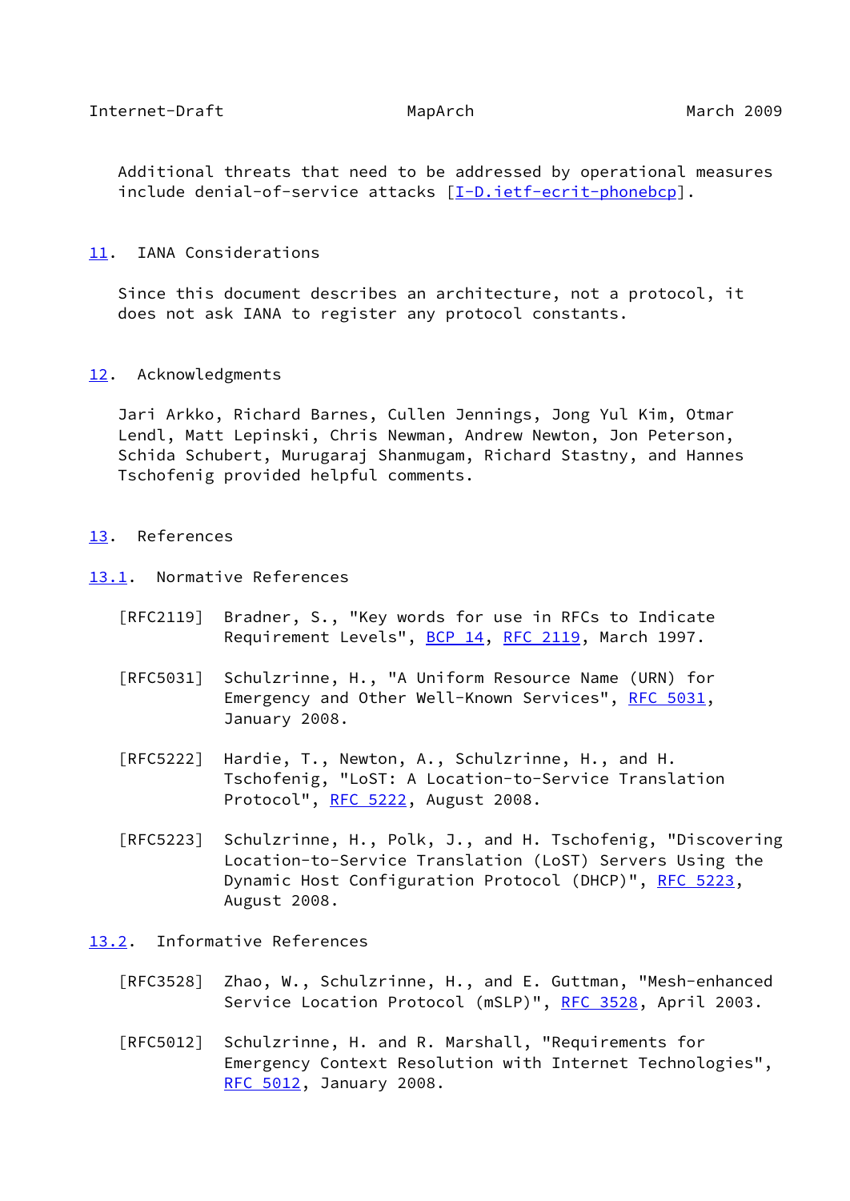Additional threats that need to be addressed by operational measures include denial-of-service attacks [I-D.ietf-ecrit-phonebcp].

## 11. IANA Considerations

Since this document describes an architecture, not a protocol, it does not ask IANA to register any protocol constants.

## 12. Acknowledgments

Jari Arkko, Richard Barnes, Cullen Jennings, Jong Yul Kim, Otmar Lendl, Matt Lepinski, Chris Newman, Andrew Newton, Jon Peterson, Schida Schubert, Murugaraj Shanmugam, Richard Stastny, and Hannes Tschofenig provided helpful comments.

## 13. References

### 13.1. Normative References

[RFC2119] Bradner, S., "Key words for use in RFCs to Indicate Requirement Levels", BCP 14, RFC 2119, March 1997.

[RFC5031] Schulzrinne, H., "A Uniform Resource Name (URN) for Emergency and Other Well-Known Services", RFC 5031, January 2008.

[RFC5222] Hardie, T., Newton, A., Schulzrinne, H., and H. Tschofenig, "LoST: A Location-to-Service Translation Protocol", RFC 5222, August 2008.

[RFC5223] Schulzrinne, H., Polk, J., and H. Tschofenig, "Discovering Location-to-Service Translation (LoST) Servers Using the Dynamic Host Configuration Protocol (DHCP)", RFC 5223, August 2008.

### 13.2. Informative References

[RFC3528] Zhao, W., Schulzrinne, H., and E. Guttman, "Mesh-enhanced Service Location Protocol (mSLP)", RFC 3528, April 2003.

[RFC5012] Schulzrinne, H. and R. Marshall, "Requirements for Emergency Context Resolution with Internet Technologies", RFC 5012, January 2008.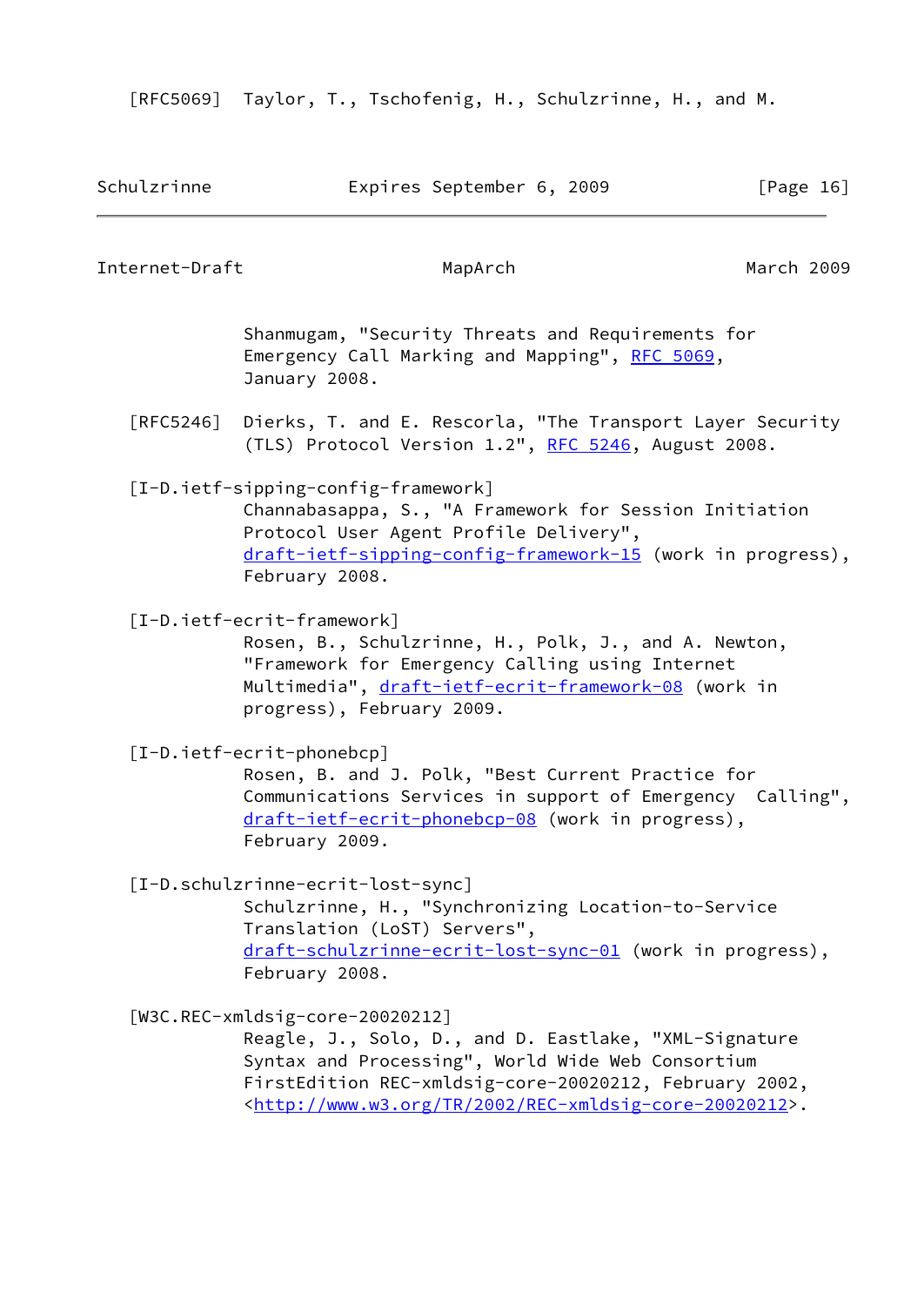[RFC5069] Taylor, T., Tschofenig, H., Schulzrinne, H., and M. Shanmugam, "Security Threats and Requirements for Emergency Call Marking and Mapping", RFC 5069, January 2008.

[RFC5246] Dierks, T. and E. Rescorla, "The Transport Layer Security (TLS) Protocol Version 1.2", RFC 5246, August 2008.

[I-D.ietf-sipping-config-framework]
Channabasappa, S., "A Framework for Session Initiation Protocol User Agent Profile Delivery", draft-ietf-sipping-config-framework-15 (work in progress), February 2008.

[I-D.ietf-ecrit-framework]
Rosen, B., Schulzrinne, H., Polk, J., and A. Newton, "Framework for Emergency Calling using Internet Multimedia", draft-ietf-ecrit-framework-08 (work in progress), February 2009.

[I-D.ietf-ecrit-phonebcp]
Rosen, B. and J. Polk, "Best Current Practice for Communications Services in support of Emergency Calling", draft-ietf-ecrit-phonebcp-08 (work in progress), February 2009.

[I-D.schulzrinne-ecrit-lost-sync]
Schulzrinne, H., "Synchronizing Location-to-Service Translation (LoST) Servers", draft-schulzrinne-ecrit-lost-sync-01 (work in progress), February 2008.

[W3C.REC-xmldsig-core-20020212]
Reagle, J., Solo, D., and D. Eastlake, "XML-Signature Syntax and Processing", World Wide Web Consortium FirstEdition REC-xmldsig-core-20020212, February 2002, <http://www.w3.org/TR/2002/REC-xmldsig-core-20020212>.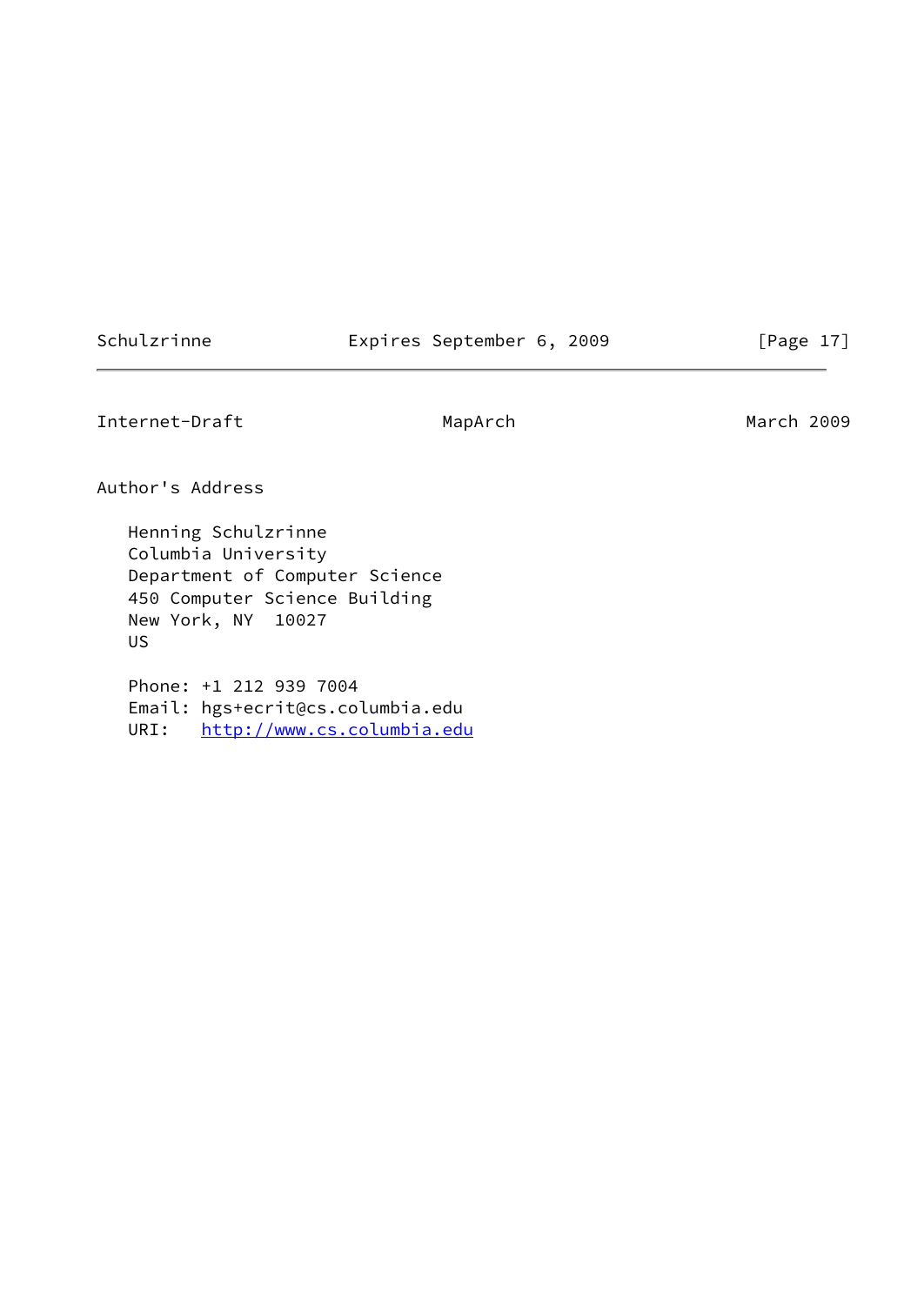## Author's Address

Henning Schulzrinne
Columbia University
Department of Computer Science
450 Computer Science Building
New York, NY  10027
US

Phone: +1 212 939 7004
Email: hgs+ecrit@cs.columbia.edu
URI:   http://www.cs.columbia.edu